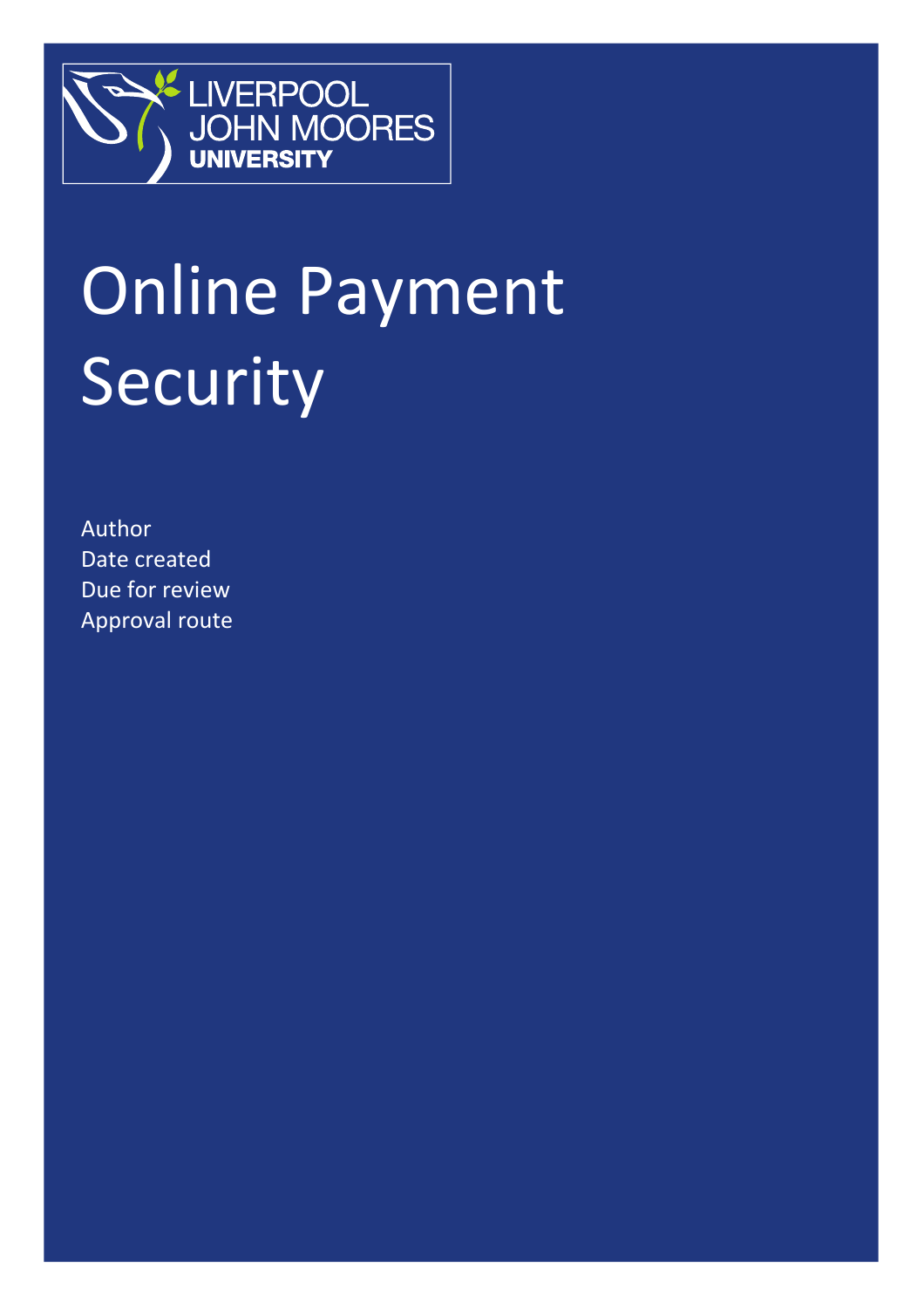LIVERPOOL JOHN MOORES UNIVERSITY

# Online Payment Security

Author
Date created
Due for review
Approval route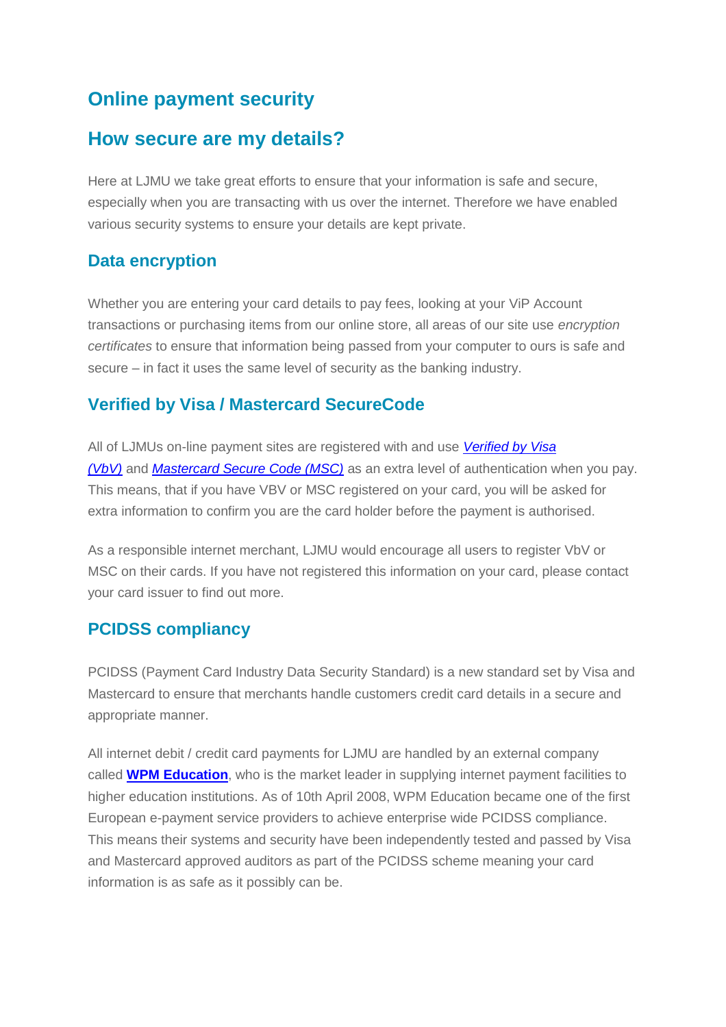# Online payment security

## How secure are my details?

Here at LJMU we take great efforts to ensure that your information is safe and secure, especially when you are transacting with us over the internet. Therefore we have enabled various security systems to ensure your details are kept private.

### Data encryption

Whether you are entering your card details to pay fees, looking at your ViP Account transactions or purchasing items from our online store, all areas of our site use *encryption certificates* to ensure that information being passed from your computer to ours is safe and secure – in fact it uses the same level of security as the banking industry.

### Verified by Visa / Mastercard SecureCode

All of LJMUs on-line payment sites are registered with and use *Verified by Visa (VbV)* and *Mastercard Secure Code (MSC)* as an extra level of authentication when you pay. This means, that if you have VBV or MSC registered on your card, you will be asked for extra information to confirm you are the card holder before the payment is authorised.

As a responsible internet merchant, LJMU would encourage all users to register VbV or MSC on their cards. If you have not registered this information on your card, please contact your card issuer to find out more.

### PCIDSS compliancy

PCIDSS (Payment Card Industry Data Security Standard) is a new standard set by Visa and Mastercard to ensure that merchants handle customers credit card details in a secure and appropriate manner.

All internet debit / credit card payments for LJMU are handled by an external company called **WPM Education**, who is the market leader in supplying internet payment facilities to higher education institutions. As of 10th April 2008, WPM Education became one of the first European e-payment service providers to achieve enterprise wide PCIDSS compliance. This means their systems and security have been independently tested and passed by Visa and Mastercard approved auditors as part of the PCIDSS scheme meaning your card information is as safe as it possibly can be.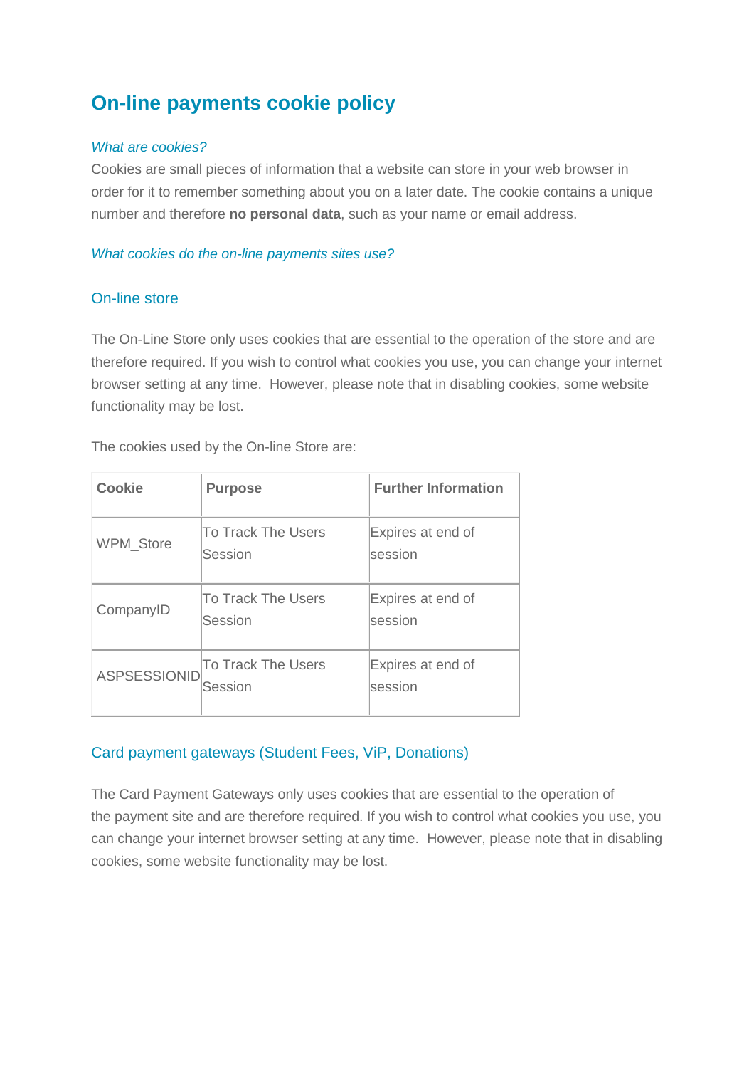# On-line payments cookie policy

*What are cookies?*

Cookies are small pieces of information that a website can store in your web browser in order for it to remember something about you on a later date. The cookie contains a unique number and therefore **no personal data**, such as your name or email address.

*What cookies do the on-line payments sites use?*

## On-line store

The On-Line Store only uses cookies that are essential to the operation of the store and are therefore required. If you wish to control what cookies you use, you can change your internet browser setting at any time. However, please note that in disabling cookies, some website functionality may be lost.

The cookies used by the On-line Store are:

| Cookie | Purpose | Further Information |
|---|---|---|
| WPM_Store | To Track The Users Session | Expires at end of session |
| CompanyID | To Track The Users Session | Expires at end of session |
| ASPSESSIONID | To Track The Users Session | Expires at end of session |

## Card payment gateways (Student Fees, ViP, Donations)

The Card Payment Gateways only uses cookies that are essential to the operation of the payment site and are therefore required. If you wish to control what cookies you use, you can change your internet browser setting at any time. However, please note that in disabling cookies, some website functionality may be lost.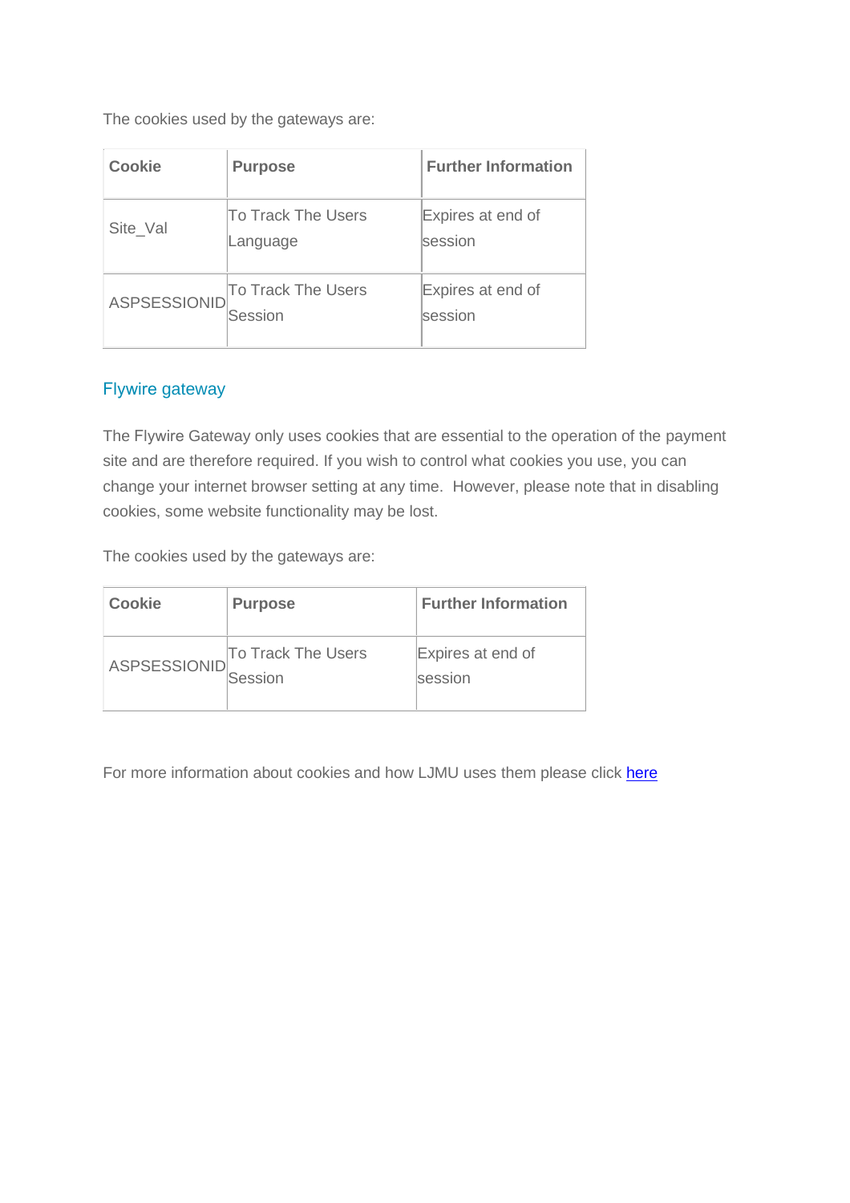The cookies used by the gateways are:

| Cookie | Purpose | Further Information |
|---|---|---|
| Site_Val | To Track The Users Language | Expires at end of session |
| ASPSESSIONID | To Track The Users Session | Expires at end of session |

## Flywire gateway

The Flywire Gateway only uses cookies that are essential to the operation of the payment site and are therefore required. If you wish to control what cookies you use, you can change your internet browser setting at any time. However, please note that in disabling cookies, some website functionality may be lost.

The cookies used by the gateways are:

| Cookie | Purpose | Further Information |
|---|---|---|
| ASPSESSIONID | To Track The Users Session | Expires at end of session |

For more information about cookies and how LJMU uses them please click here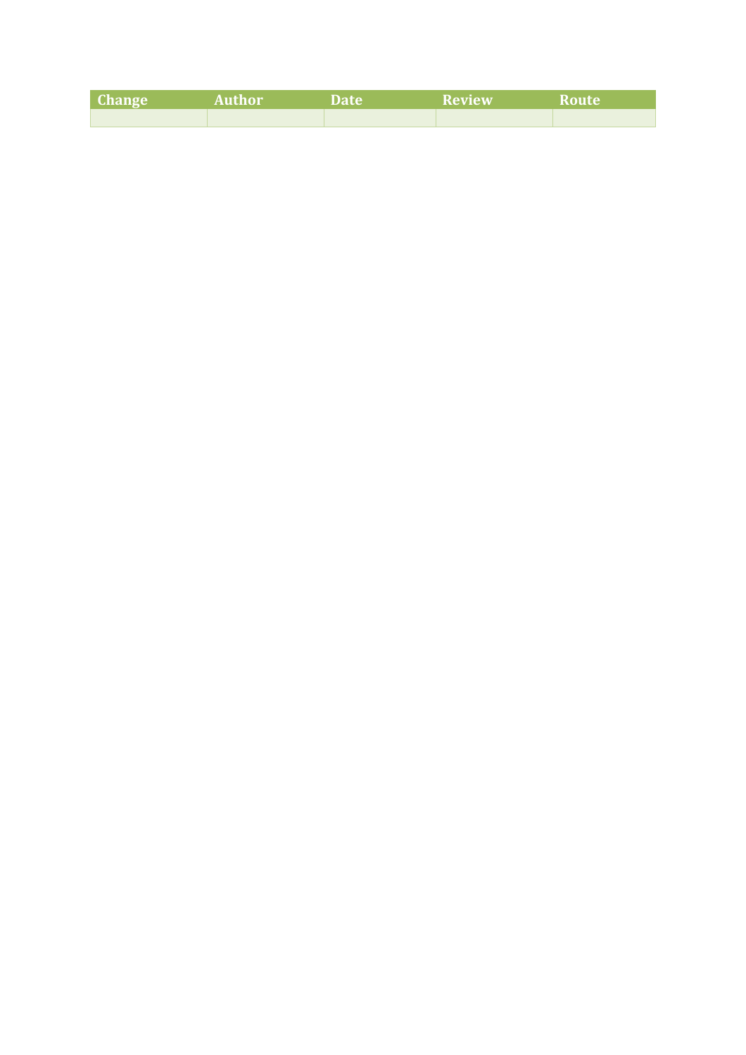| Change | Author | Date | Review | Route |
| --- | --- | --- | --- | --- |
| | | | | |